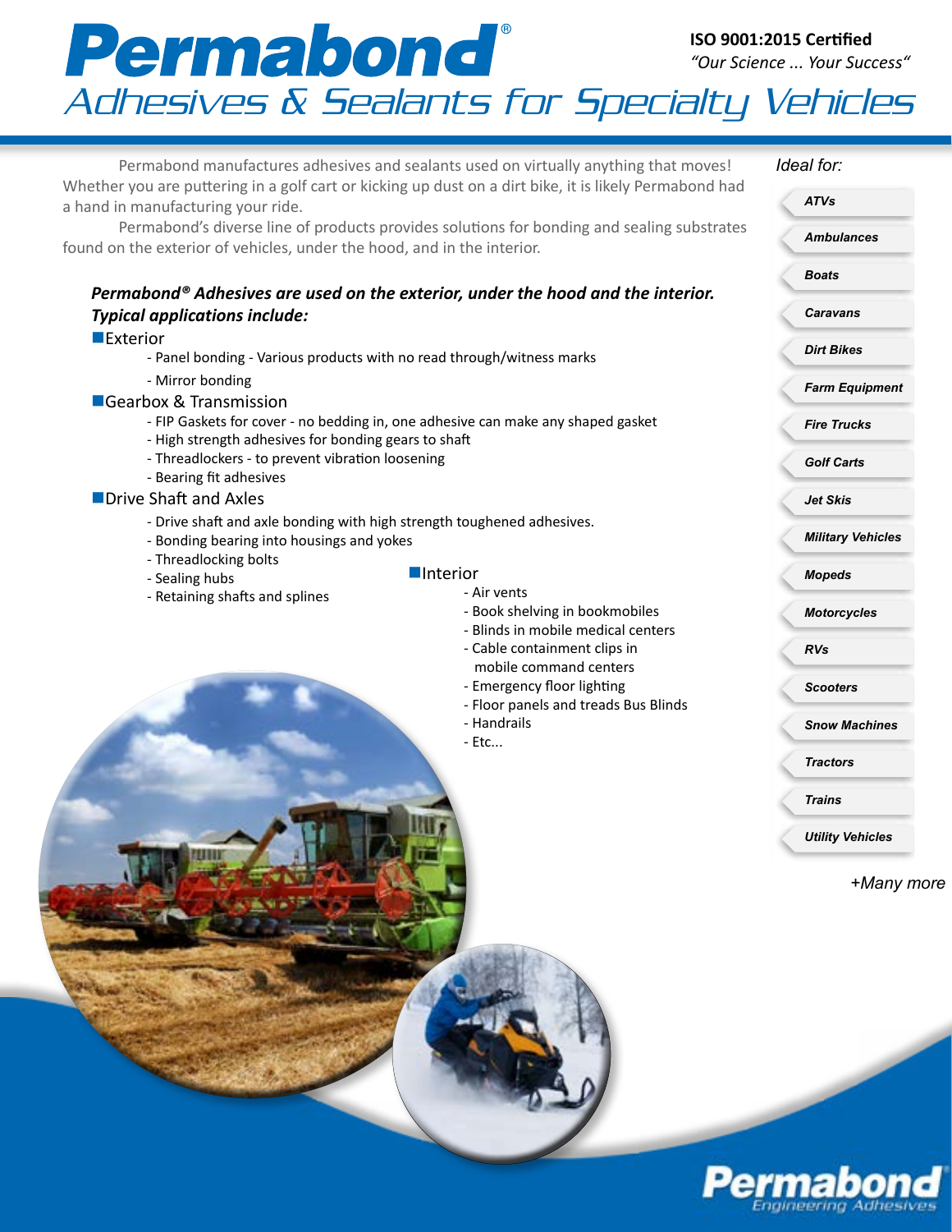# Permabond®

**ISO 9001:2015 Certified**
*"Our Science ... Your Success"*

## *Adhesives & Sealants for Specialty Vehicles*

Permabond manufactures adhesives and sealants used on virtually anything that moves! Whether you are puttering in a golf cart or kicking up dust on a dirt bike, it is likely Permabond had a hand in manufacturing your ride.

Permabond's diverse line of products provides solutions for bonding and sealing substrates found on the exterior of vehicles, under the hood, and in the interior.

### *Permabond® Adhesives are used on the exterior, under the hood and the interior. Typical applications include:*

**Exterior**

- Panel bonding - Various products with no read through/witness marks
- Mirror bonding

**Gearbox & Transmission**

- FIP Gaskets for cover - no bedding in, one adhesive can make any shaped gasket
- High strength adhesives for bonding gears to shaft
- Threadlockers - to prevent vibration loosening
- Bearing fit adhesives

**Drive Shaft and Axles**

- Drive shaft and axle bonding with high strength toughened adhesives.
- Bonding bearing into housings and yokes
- Threadlocking bolts
- Sealing hubs
- Retaining shafts and splines

**Interior**

- Air vents
- Book shelving in bookmobiles
- Blinds in mobile medical centers
- Cable containment clips in mobile command centers
- Emergency floor lighting
- Floor panels and treads Bus Blinds
- Handrails
- Etc...

*Ideal for:*

- ***ATVs***
- ***Ambulances***
- ***Boats***
- ***Caravans***
- ***Dirt Bikes***
- ***Farm Equipment***
- ***Fire Trucks***
- ***Golf Carts***
- ***Jet Skis***
- ***Military Vehicles***
- ***Mopeds***
- ***Motorcycles***
- ***RVs***
- ***Scooters***
- ***Snow Machines***
- ***Tractors***
- ***Trains***
- ***Utility Vehicles***

*+Many more*

Permabond
Engineering Adhesives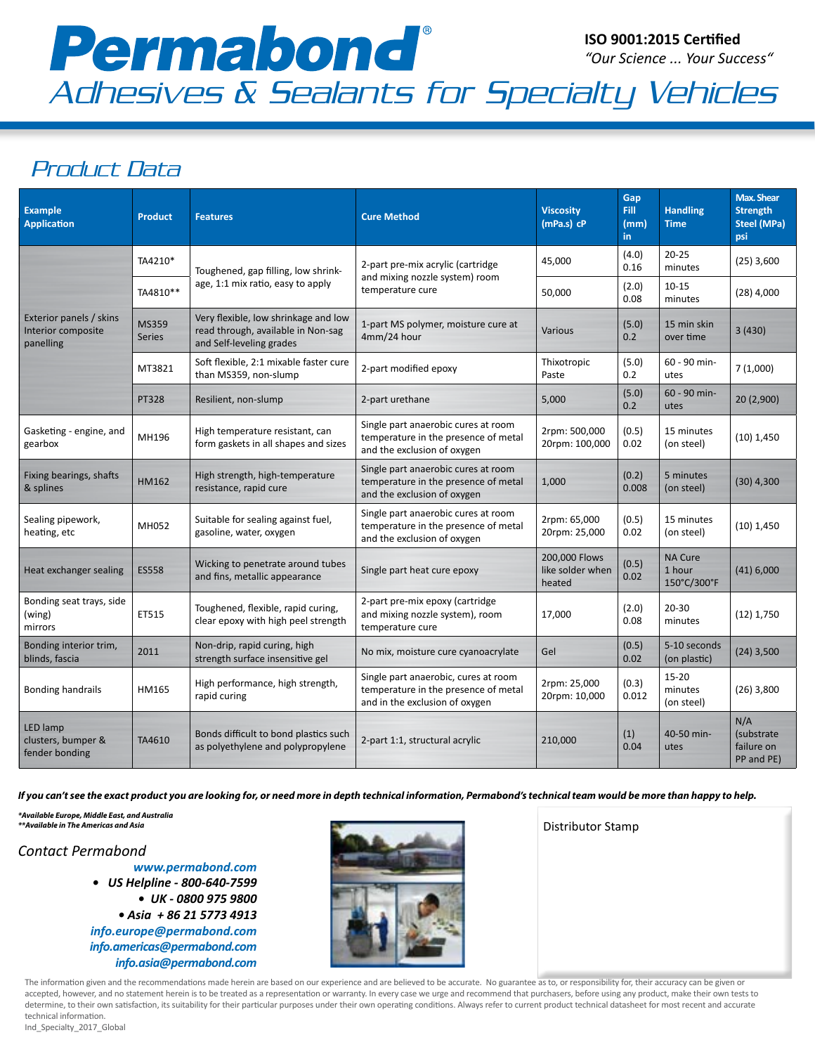# Permabond®

**ISO 9001:2015 Certified**
*"Our Science ... Your Success"*

## Adhesives & Sealants for Specialty Vehicles

## Product Data

| Example Application | Product | Features | Cure Method | Viscosity (mPa.s) cP | Gap Fill (mm) in | Handling Time | Max. Shear Strength Steel (MPa) psi |
|---|---|---|---|---|---|---|---|
| Exterior panels / skins Interior composite panelling | TA4210* | Toughened, gap filling, low shrink-age, 1:1 mix ratio, easy to apply | 2-part pre-mix acrylic (cartridge and mixing nozzle system) room temperature cure | 45,000 | (4.0) 0.16 | 20-25 minutes | (25) 3,600 |
| | TA4810** | | | 50,000 | (2.0) 0.08 | 10-15 minutes | (28) 4,000 |
| | MS359 Series | Very flexible, low shrinkage and low read through, available in Non-sag and Self-leveling grades | 1-part MS polymer, moisture cure at 4mm/24 hour | Various | (5.0) 0.2 | 15 min skin over time | 3 (430) |
| | MT3821 | Soft flexible, 2:1 mixable faster cure than MS359, non-slump | 2-part modified epoxy | Thixotropic Paste | (5.0) 0.2 | 60 - 90 min-utes | 7 (1,000) |
| | PT328 | Resilient, non-slump | 2-part urethane | 5,000 | (5.0) 0.2 | 60 - 90 min-utes | 20 (2,900) |
| Gasketing - engine, and gearbox | MH196 | High temperature resistant, can form gaskets in all shapes and sizes | Single part anaerobic cures at room temperature in the presence of metal and the exclusion of oxygen | 2rpm: 500,000 20rpm: 100,000 | (0.5) 0.02 | 15 minutes (on steel) | (10) 1,450 |
| Fixing bearings, shafts & splines | HM162 | High strength, high-temperature resistance, rapid cure | Single part anaerobic cures at room temperature in the presence of metal and the exclusion of oxygen | 1,000 | (0.2) 0.008 | 5 minutes (on steel) | (30) 4,300 |
| Sealing pipework, heating, etc | MH052 | Suitable for sealing against fuel, gasoline, water, oxygen | Single part anaerobic cures at room temperature in the presence of metal and the exclusion of oxygen | 2rpm: 65,000 20rpm: 25,000 | (0.5) 0.02 | 15 minutes (on steel) | (10) 1,450 |
| Heat exchanger sealing | ES558 | Wicking to penetrate around tubes and fins, metallic appearance | Single part heat cure epoxy | 200,000 Flows like solder when heated | (0.5) 0.02 | NA Cure 1 hour 150°C/300°F | (41) 6,000 |
| Bonding seat trays, side (wing) mirrors | ET515 | Toughened, flexible, rapid curing, clear epoxy with high peel strength | 2-part pre-mix epoxy (cartridge and mixing nozzle system), room temperature cure | 17,000 | (2.0) 0.08 | 20-30 minutes | (12) 1,750 |
| Bonding interior trim, blinds, fascia | 2011 | Non-drip, rapid curing, high strength surface insensitive gel | No mix, moisture cure cyanoacrylate | Gel | (0.5) 0.02 | 5-10 seconds (on plastic) | (24) 3,500 |
| Bonding handrails | HM165 | High performance, high strength, rapid curing | Single part anaerobic, cures at room temperature in the presence of metal and in the exclusion of oxygen | 2rpm: 25,000 20rpm: 10,000 | (0.3) 0.012 | 15-20 minutes (on steel) | (26) 3,800 |
| LED lamp clusters, bumper & fender bonding | TA4610 | Bonds difficult to bond plastics such as polyethylene and polypropylene | 2-part 1:1, structural acrylic | 210,000 | (1) 0.04 | 40-50 min-utes | N/A (substrate failure on PP and PE) |

***If you can't see the exact product you are looking for, or need more in depth technical information, Permabond's technical team would be more than happy to help.***

***\*Available Europe, Middle East, and Australia***
***\*\*Available in The Americas and Asia***

*Contact Permabond*

***www.permabond.com***
- ***US Helpline - 800-640-7599***
- ***UK - 0800 975 9800***
- ***Asia + 86 21 5773 4913***

***info.europe@permabond.com***
***info.americas@permabond.com***
***info.asia@permabond.com***

Distributor Stamp

The information given and the recommendations made herein are based on our experience and are believed to be accurate. No guarantee as to, or responsibility for, their accuracy can be given or accepted, however, and no statement herein is to be treated as a representation or warranty. In every case we urge and recommend that purchasers, before using any product, make their own tests to determine, to their own satisfaction, its suitability for their particular purposes under their own operating conditions. Always refer to current product technical datasheet for most recent and accurate technical information.
Ind_Specialty_2017_Global